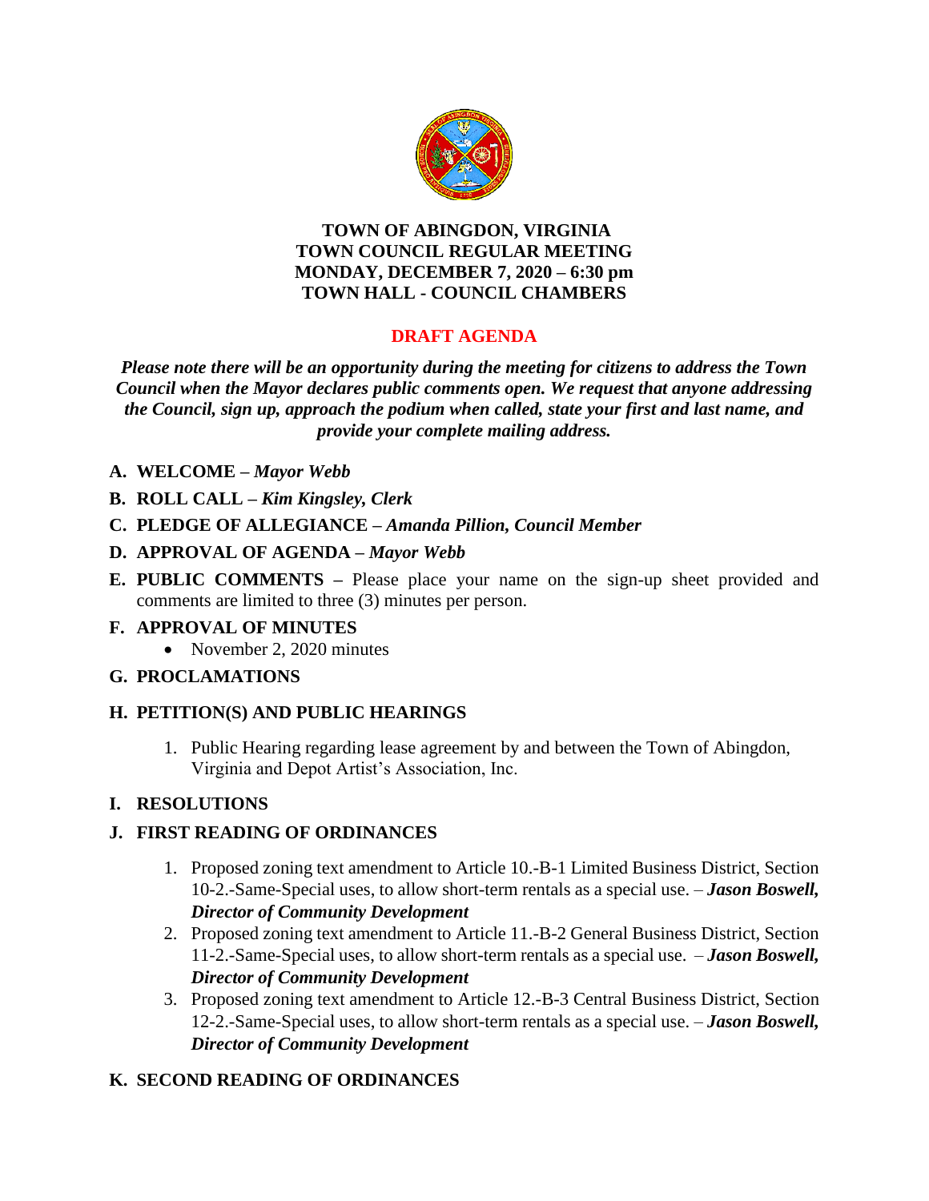**TOWN OF ABINGDON, VIRGINIA**
**TOWN COUNCIL REGULAR MEETING**
**MONDAY, DECEMBER 7, 2020 – 6:30 pm**
**TOWN HALL - COUNCIL CHAMBERS**

# DRAFT AGENDA

***Please note there will be an opportunity during the meeting for citizens to address the Town Council when the Mayor declares public comments open. We request that anyone addressing the Council, sign up, approach the podium when called, state your first and last name, and provide your complete mailing address.***

**A. WELCOME –** ***Mayor Webb***

**B. ROLL CALL –** ***Kim Kingsley, Clerk***

**C. PLEDGE OF ALLEGIANCE –** ***Amanda Pillion, Council Member***

**D. APPROVAL OF AGENDA –** ***Mayor Webb***

**E. PUBLIC COMMENTS –** Please place your name on the sign-up sheet provided and comments are limited to three (3) minutes per person.

**F. APPROVAL OF MINUTES**

- November 2, 2020 minutes

**G. PROCLAMATIONS**

**H. PETITION(S) AND PUBLIC HEARINGS**

1. Public Hearing regarding lease agreement by and between the Town of Abingdon, Virginia and Depot Artist's Association, Inc.

**I. RESOLUTIONS**

**J. FIRST READING OF ORDINANCES**

1. Proposed zoning text amendment to Article 10.-B-1 Limited Business District, Section 10-2.-Same-Special uses, to allow short-term rentals as a special use. – ***Jason Boswell, Director of Community Development***
2. Proposed zoning text amendment to Article 11.-B-2 General Business District, Section 11-2.-Same-Special uses, to allow short-term rentals as a special use. – ***Jason Boswell, Director of Community Development***
3. Proposed zoning text amendment to Article 12.-B-3 Central Business District, Section 12-2.-Same-Special uses, to allow short-term rentals as a special use. – ***Jason Boswell, Director of Community Development***

**K. SECOND READING OF ORDINANCES**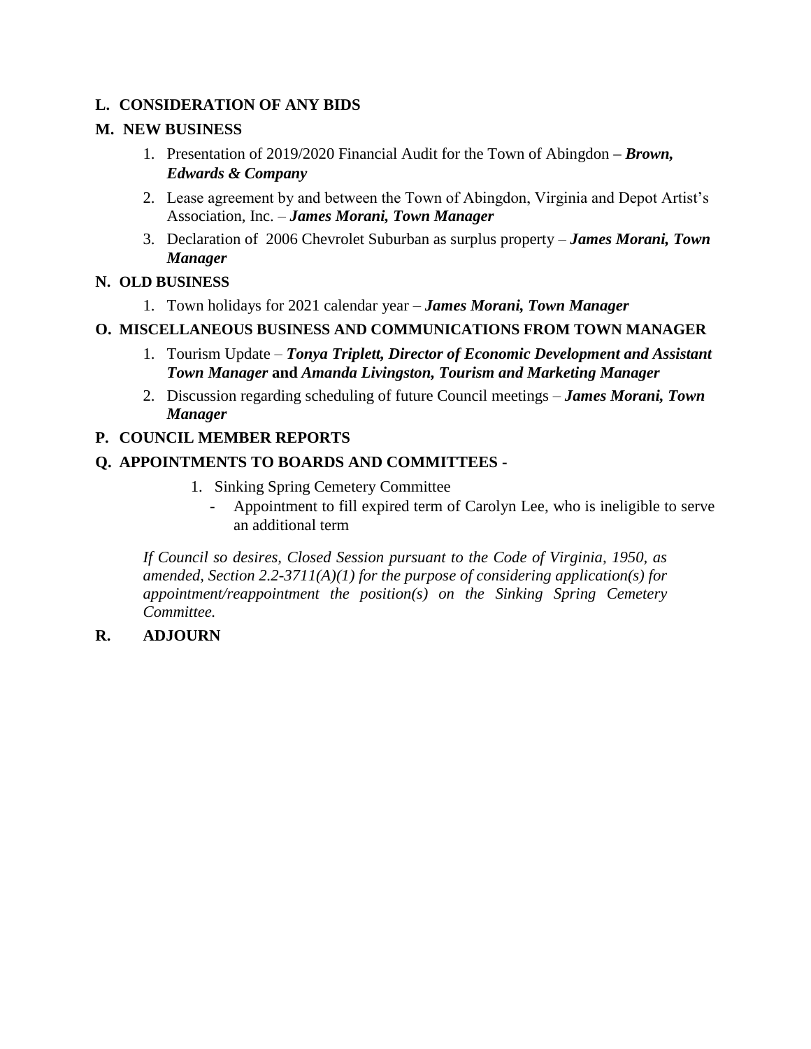**L. CONSIDERATION OF ANY BIDS**

**M. NEW BUSINESS**

1. Presentation of 2019/2020 Financial Audit for the Town of Abingdon **–** ***Brown, Edwards & Company***
2. Lease agreement by and between the Town of Abingdon, Virginia and Depot Artist's Association, Inc. – ***James Morani, Town Manager***
3. Declaration of 2006 Chevrolet Suburban as surplus property – ***James Morani, Town Manager***

**N. OLD BUSINESS**

1. Town holidays for 2021 calendar year – ***James Morani, Town Manager***

**O. MISCELLANEOUS BUSINESS AND COMMUNICATIONS FROM TOWN MANAGER**

1. Tourism Update – ***Tonya Triplett, Director of Economic Development and Assistant Town Manager*** **and** ***Amanda Livingston, Tourism and Marketing Manager***
2. Discussion regarding scheduling of future Council meetings – ***James Morani, Town Manager***

**P. COUNCIL MEMBER REPORTS**

**Q. APPOINTMENTS TO BOARDS AND COMMITTEES -**

1. Sinking Spring Cemetery Committee
   - Appointment to fill expired term of Carolyn Lee, who is ineligible to serve an additional term

*If Council so desires, Closed Session pursuant to the Code of Virginia, 1950, as amended, Section 2.2-3711(A)(1) for the purpose of considering application(s) for appointment/reappointment the position(s) on the Sinking Spring Cemetery Committee.*

**R. ADJOURN**